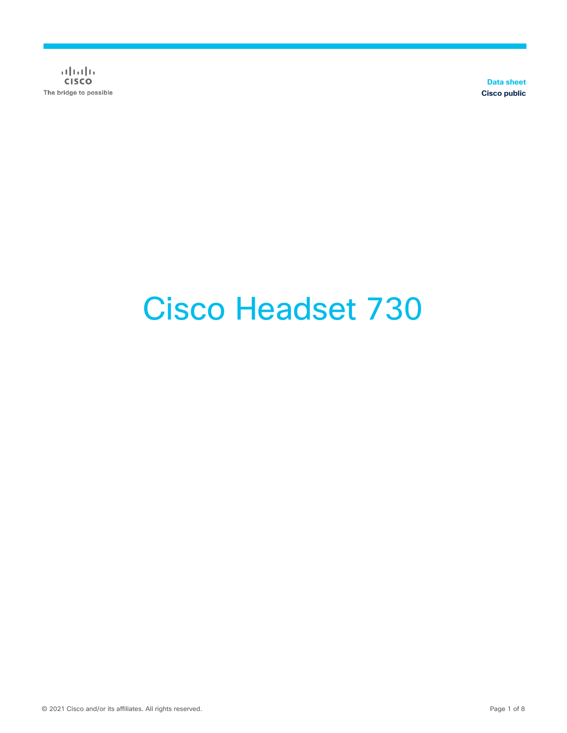Data sheet
Cisco public

# Cisco Headset 730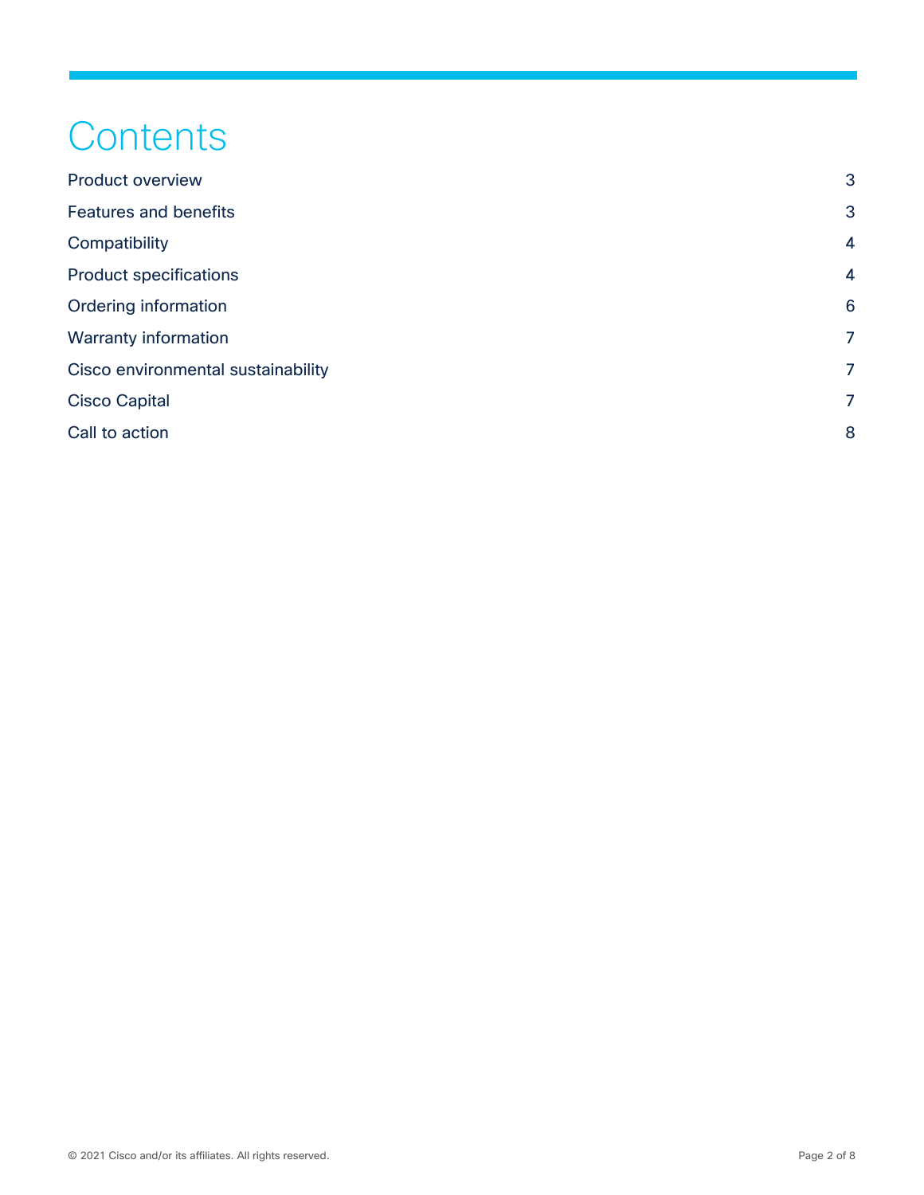# Contents

| | |
|---|---|
| Product overview | 3 |
| Features and benefits | 3 |
| Compatibility | 4 |
| Product specifications | 4 |
| Ordering information | 6 |
| Warranty information | 7 |
| Cisco environmental sustainability | 7 |
| Cisco Capital | 7 |
| Call to action | 8 |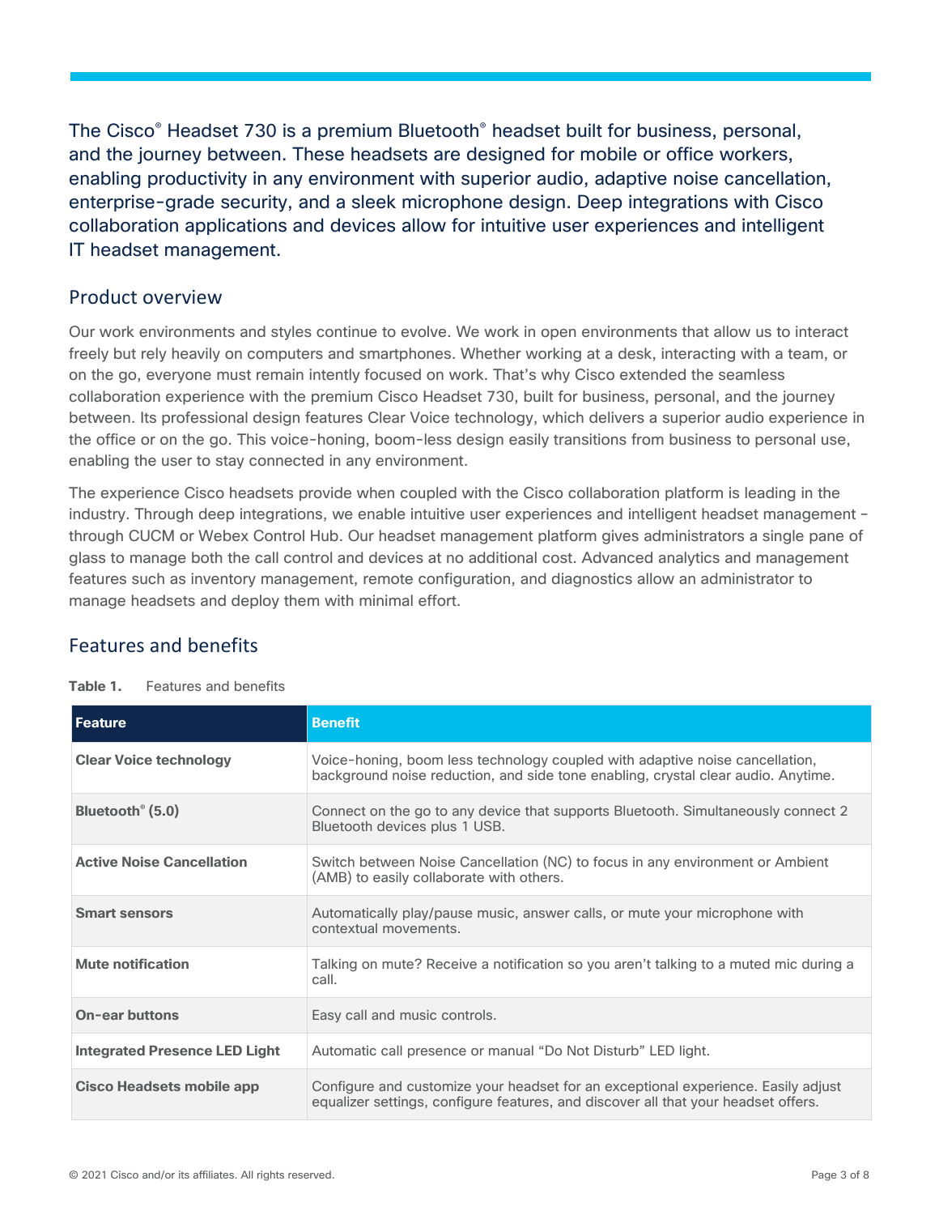The Cisco® Headset 730 is a premium Bluetooth® headset built for business, personal, and the journey between. These headsets are designed for mobile or office workers, enabling productivity in any environment with superior audio, adaptive noise cancellation, enterprise-grade security, and a sleek microphone design. Deep integrations with Cisco collaboration applications and devices allow for intuitive user experiences and intelligent IT headset management.

## Product overview

Our work environments and styles continue to evolve. We work in open environments that allow us to interact freely but rely heavily on computers and smartphones. Whether working at a desk, interacting with a team, or on the go, everyone must remain intently focused on work. That's why Cisco extended the seamless collaboration experience with the premium Cisco Headset 730, built for business, personal, and the journey between. Its professional design features Clear Voice technology, which delivers a superior audio experience in the office or on the go. This voice-honing, boom-less design easily transitions from business to personal use, enabling the user to stay connected in any environment.

The experience Cisco headsets provide when coupled with the Cisco collaboration platform is leading in the industry. Through deep integrations, we enable intuitive user experiences and intelligent headset management – through CUCM or Webex Control Hub. Our headset management platform gives administrators a single pane of glass to manage both the call control and devices at no additional cost. Advanced analytics and management features such as inventory management, remote configuration, and diagnostics allow an administrator to manage headsets and deploy them with minimal effort.

## Features and benefits

**Table 1.** Features and benefits

| Feature | Benefit |
|---|---|
| **Clear Voice technology** | Voice-honing, boom less technology coupled with adaptive noise cancellation, background noise reduction, and side tone enabling, crystal clear audio. Anytime. |
| **Bluetooth® (5.0)** | Connect on the go to any device that supports Bluetooth. Simultaneously connect 2 Bluetooth devices plus 1 USB. |
| **Active Noise Cancellation** | Switch between Noise Cancellation (NC) to focus in any environment or Ambient (AMB) to easily collaborate with others. |
| **Smart sensors** | Automatically play/pause music, answer calls, or mute your microphone with contextual movements. |
| **Mute notification** | Talking on mute? Receive a notification so you aren't talking to a muted mic during a call. |
| **On-ear buttons** | Easy call and music controls. |
| **Integrated Presence LED Light** | Automatic call presence or manual "Do Not Disturb" LED light. |
| **Cisco Headsets mobile app** | Configure and customize your headset for an exceptional experience. Easily adjust equalizer settings, configure features, and discover all that your headset offers. |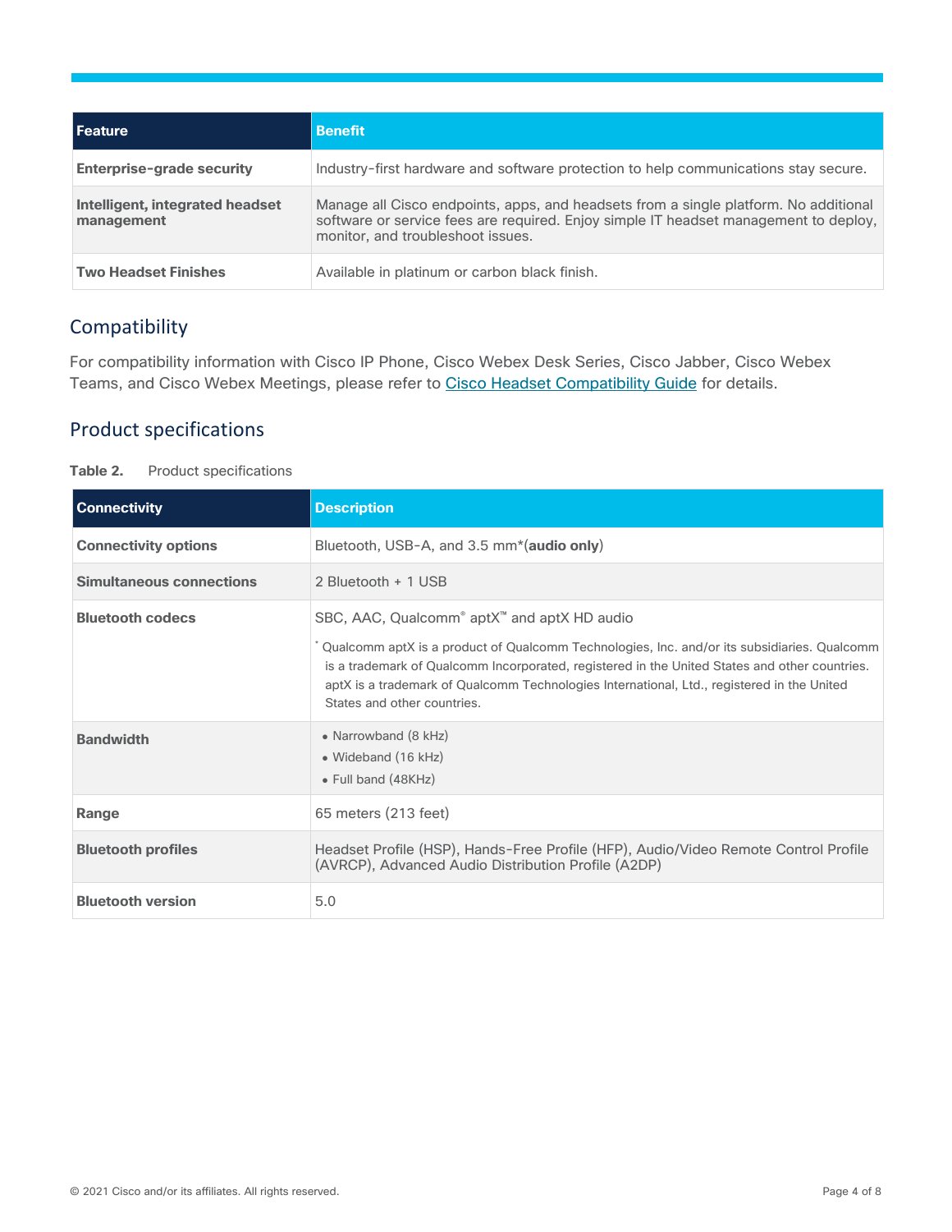| Feature | Benefit |
| --- | --- |
| **Enterprise-grade security** | Industry-first hardware and software protection to help communications stay secure. |
| **Intelligent, integrated headset management** | Manage all Cisco endpoints, apps, and headsets from a single platform. No additional software or service fees are required. Enjoy simple IT headset management to deploy, monitor, and troubleshoot issues. |
| **Two Headset Finishes** | Available in platinum or carbon black finish. |

## Compatibility

For compatibility information with Cisco IP Phone, Cisco Webex Desk Series, Cisco Jabber, Cisco Webex Teams, and Cisco Webex Meetings, please refer to Cisco Headset Compatibility Guide for details.

## Product specifications

**Table 2.** Product specifications

| Connectivity | Description |
| --- | --- |
| **Connectivity options** | Bluetooth, USB-A, and 3.5 mm*(**audio only**) |
| **Simultaneous connections** | 2 Bluetooth + 1 USB |
| **Bluetooth codecs** | SBC, AAC, Qualcomm® aptX™ and aptX HD audio<br><br>* Qualcomm aptX is a product of Qualcomm Technologies, Inc. and/or its subsidiaries. Qualcomm is a trademark of Qualcomm Incorporated, registered in the United States and other countries. aptX is a trademark of Qualcomm Technologies International, Ltd., registered in the United States and other countries. |
| **Bandwidth** | • Narrowband (8 kHz)<br>• Wideband (16 kHz)<br>• Full band (48KHz) |
| **Range** | 65 meters (213 feet) |
| **Bluetooth profiles** | Headset Profile (HSP), Hands-Free Profile (HFP), Audio/Video Remote Control Profile (AVRCP), Advanced Audio Distribution Profile (A2DP) |
| **Bluetooth version** | 5.0 |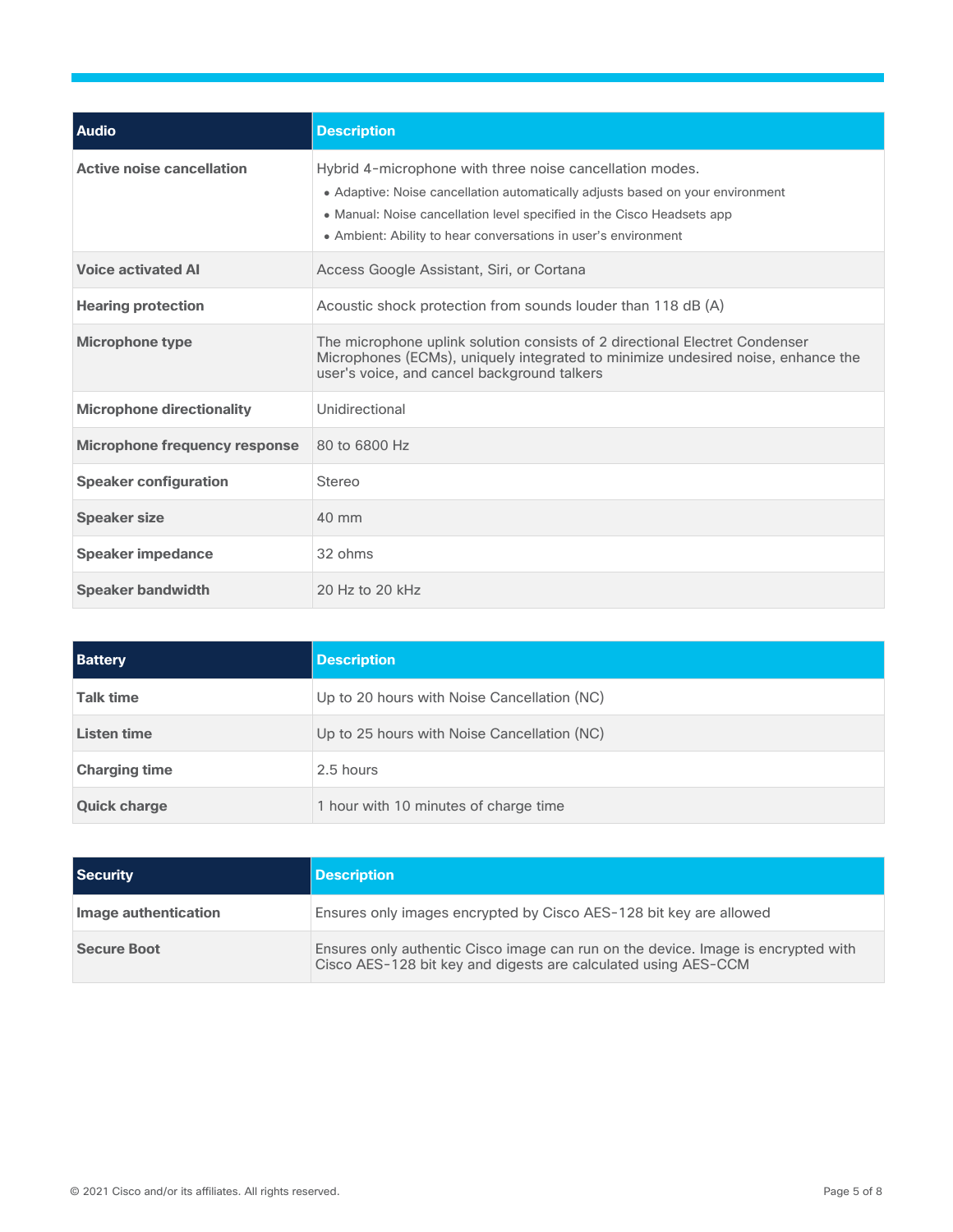| Audio | Description |
| --- | --- |
| **Active noise cancellation** | Hybrid 4-microphone with three noise cancellation modes.<br>• Adaptive: Noise cancellation automatically adjusts based on your environment<br>• Manual: Noise cancellation level specified in the Cisco Headsets app<br>• Ambient: Ability to hear conversations in user's environment |
| **Voice activated AI** | Access Google Assistant, Siri, or Cortana |
| **Hearing protection** | Acoustic shock protection from sounds louder than 118 dB (A) |
| **Microphone type** | The microphone uplink solution consists of 2 directional Electret Condenser Microphones (ECMs), uniquely integrated to minimize undesired noise, enhance the user's voice, and cancel background talkers |
| **Microphone directionality** | Unidirectional |
| **Microphone frequency response** | 80 to 6800 Hz |
| **Speaker configuration** | Stereo |
| **Speaker size** | 40 mm |
| **Speaker impedance** | 32 ohms |
| **Speaker bandwidth** | 20 Hz to 20 kHz |

| Battery | Description |
| --- | --- |
| **Talk time** | Up to 20 hours with Noise Cancellation (NC) |
| **Listen time** | Up to 25 hours with Noise Cancellation (NC) |
| **Charging time** | 2.5 hours |
| **Quick charge** | 1 hour with 10 minutes of charge time |

| Security | Description |
| --- | --- |
| **Image authentication** | Ensures only images encrypted by Cisco AES-128 bit key are allowed |
| **Secure Boot** | Ensures only authentic Cisco image can run on the device. Image is encrypted with Cisco AES-128 bit key and digests are calculated using AES-CCM |

© 2021 Cisco and/or its affiliates. All rights reserved.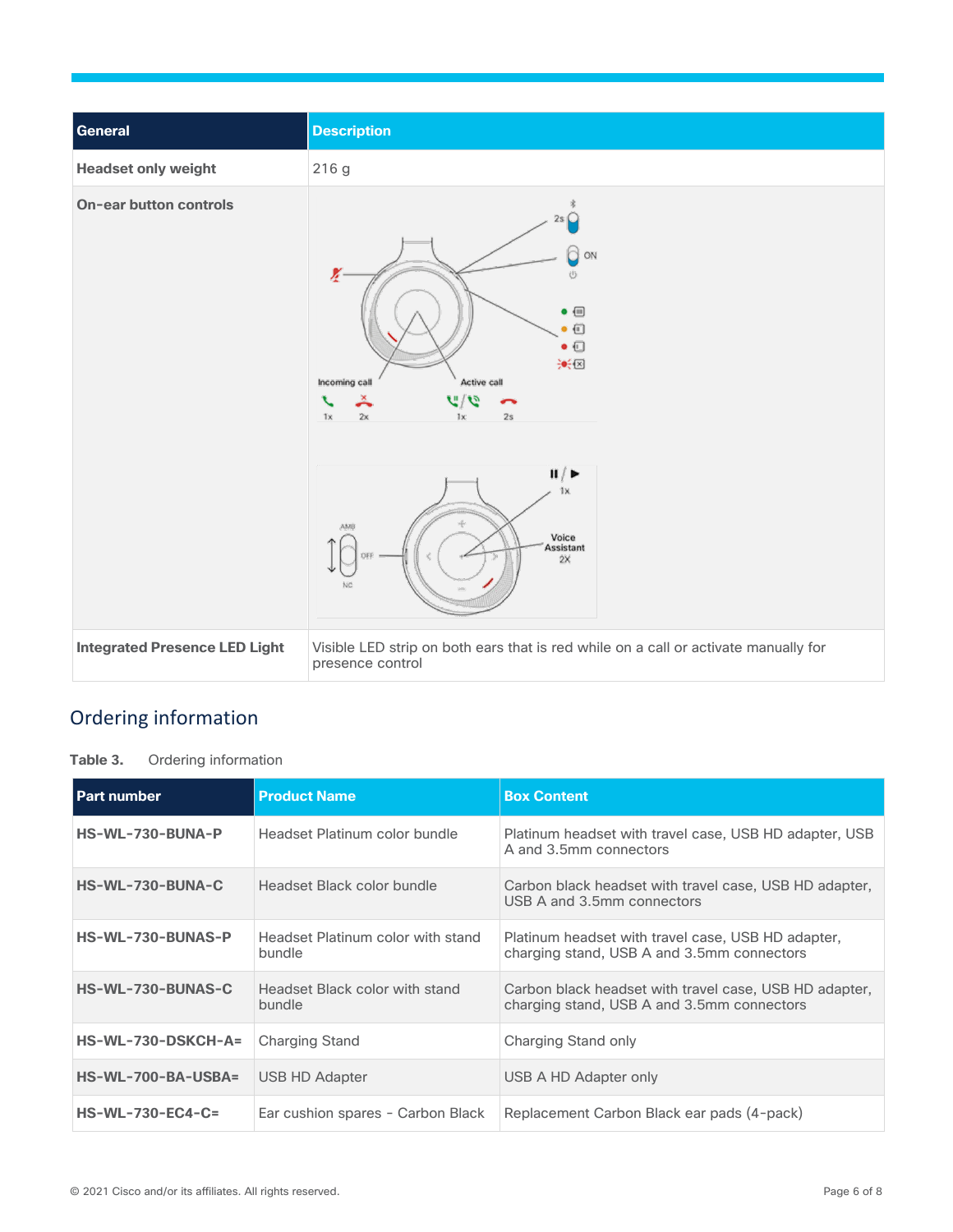| General | Description |
| --- | --- |
| Headset only weight | 216 g |
| On-ear button controls | |
| Integrated Presence LED Light | Visible LED strip on both ears that is red while on a call or activate manually for presence control |

## Ordering information

**Table 3.** Ordering information

| Part number | Product Name | Box Content |
| --- | --- | --- |
| **HS-WL-730-BUNA-P** | Headset Platinum color bundle | Platinum headset with travel case, USB HD adapter, USB A and 3.5mm connectors |
| **HS-WL-730-BUNA-C** | Headset Black color bundle | Carbon black headset with travel case, USB HD adapter, USB A and 3.5mm connectors |
| **HS-WL-730-BUNAS-P** | Headset Platinum color with stand bundle | Platinum headset with travel case, USB HD adapter, charging stand, USB A and 3.5mm connectors |
| **HS-WL-730-BUNAS-C** | Headset Black color with stand bundle | Carbon black headset with travel case, USB HD adapter, charging stand, USB A and 3.5mm connectors |
| **HS-WL-730-DSKCH-A=** | Charging Stand | Charging Stand only |
| **HS-WL-700-BA-USBA=** | USB HD Adapter | USB A HD Adapter only |
| **HS-WL-730-EC4-C=** | Ear cushion spares - Carbon Black | Replacement Carbon Black ear pads (4-pack) |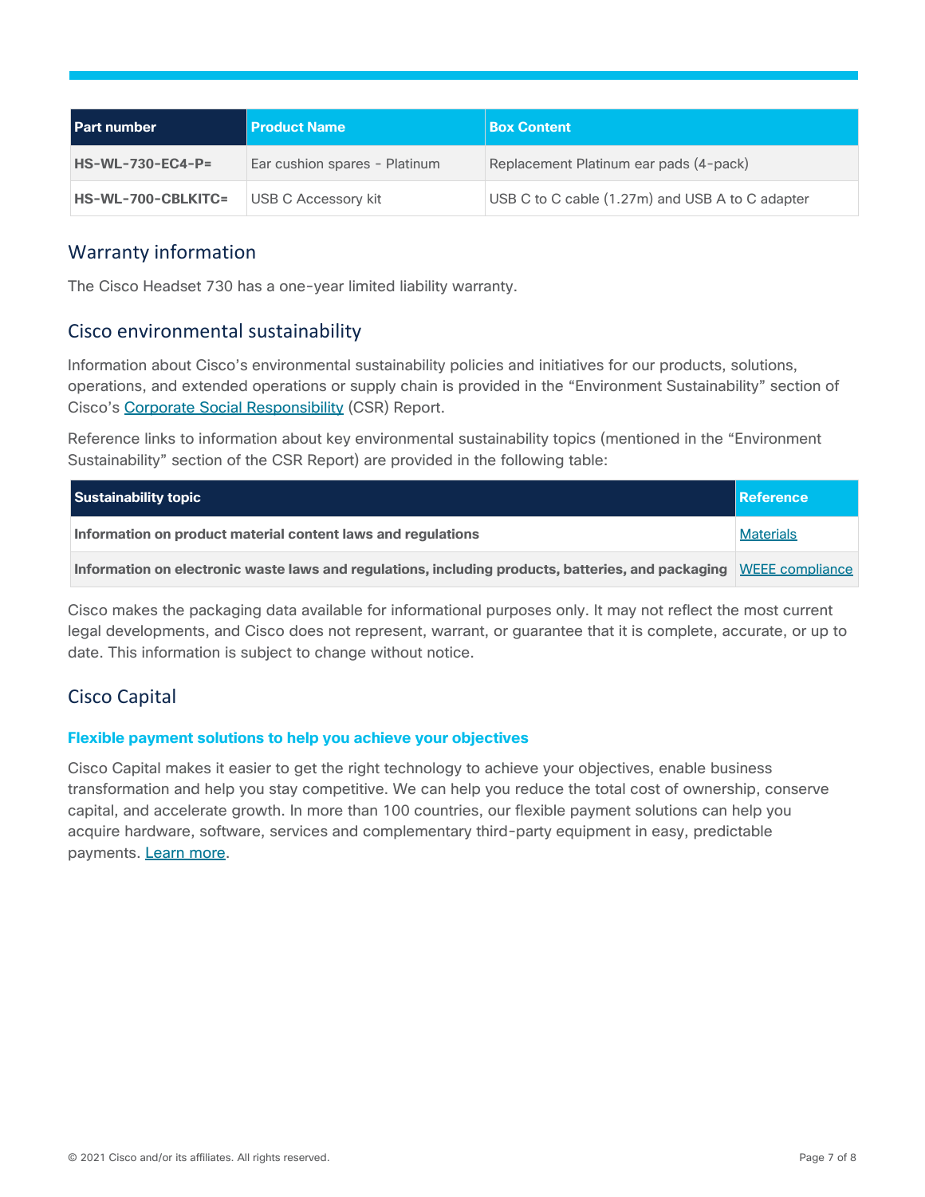| Part number | Product Name | Box Content |
| --- | --- | --- |
| **HS-WL-730-EC4-P=** | Ear cushion spares - Platinum | Replacement Platinum ear pads (4-pack) |
| **HS-WL-700-CBLKITC=** | USB C Accessory kit | USB C to C cable (1.27m) and USB A to C adapter |

## Warranty information

The Cisco Headset 730 has a one-year limited liability warranty.

## Cisco environmental sustainability

Information about Cisco's environmental sustainability policies and initiatives for our products, solutions, operations, and extended operations or supply chain is provided in the "Environment Sustainability" section of Cisco's Corporate Social Responsibility (CSR) Report.

Reference links to information about key environmental sustainability topics (mentioned in the "Environment Sustainability" section of the CSR Report) are provided in the following table:

| Sustainability topic | Reference |
| --- | --- |
| **Information on product material content laws and regulations** | Materials |
| **Information on electronic waste laws and regulations, including products, batteries, and packaging** | WEEE compliance |

Cisco makes the packaging data available for informational purposes only. It may not reflect the most current legal developments, and Cisco does not represent, warrant, or guarantee that it is complete, accurate, or up to date. This information is subject to change without notice.

## Cisco Capital

### Flexible payment solutions to help you achieve your objectives

Cisco Capital makes it easier to get the right technology to achieve your objectives, enable business transformation and help you stay competitive. We can help you reduce the total cost of ownership, conserve capital, and accelerate growth. In more than 100 countries, our flexible payment solutions can help you acquire hardware, software, services and complementary third-party equipment in easy, predictable payments. Learn more.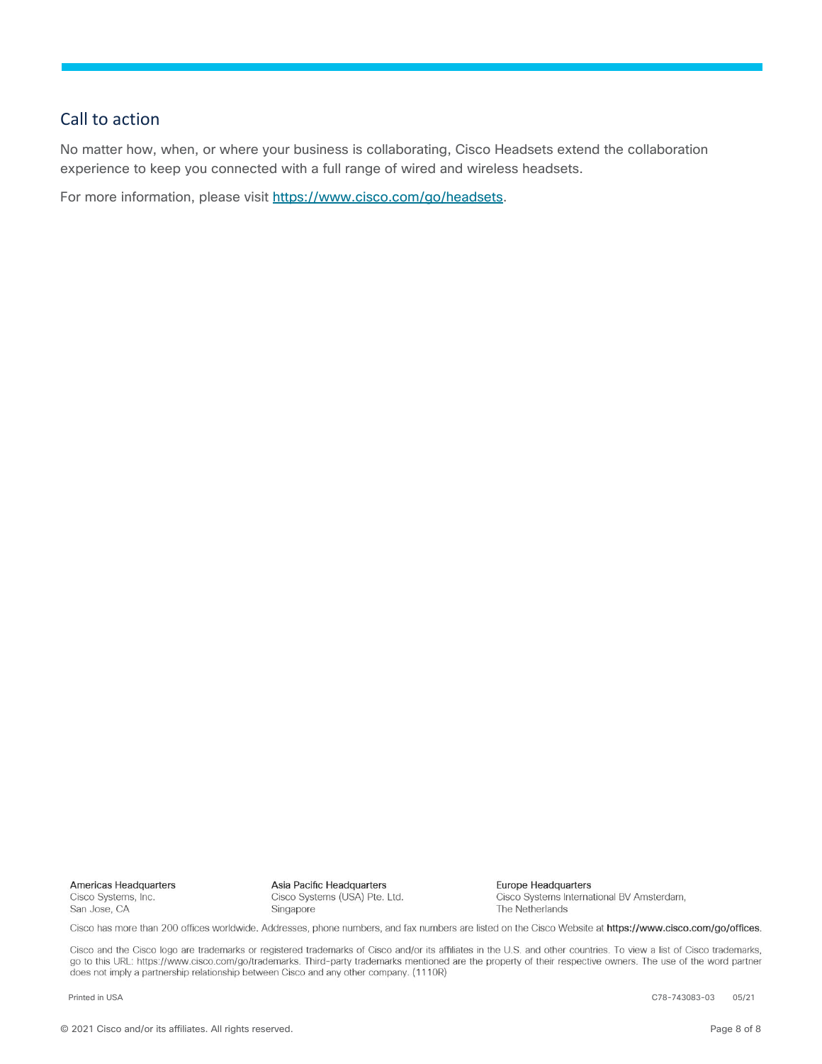## Call to action

No matter how, when, or where your business is collaborating, Cisco Headsets extend the collaboration experience to keep you connected with a full range of wired and wireless headsets.

For more information, please visit [https://www.cisco.com/go/headsets](https://www.cisco.com/go/headsets).

**Americas Headquarters**
Cisco Systems, Inc.
San Jose, CA

**Asia Pacific Headquarters**
Cisco Systems (USA) Pte. Ltd.
Singapore

**Europe Headquarters**
Cisco Systems International BV Amsterdam,
The Netherlands

Cisco has more than 200 offices worldwide. Addresses, phone numbers, and fax numbers are listed on the Cisco Website at **https://www.cisco.com/go/offices**.

Cisco and the Cisco logo are trademarks or registered trademarks of Cisco and/or its affiliates in the U.S. and other countries. To view a list of Cisco trademarks, go to this URL: https://www.cisco.com/go/trademarks. Third-party trademarks mentioned are the property of their respective owners. The use of the word partner does not imply a partnership relationship between Cisco and any other company. (1110R)

Printed in USA C78-743083-03 05/21

© 2021 Cisco and/or its affiliates. All rights reserved.